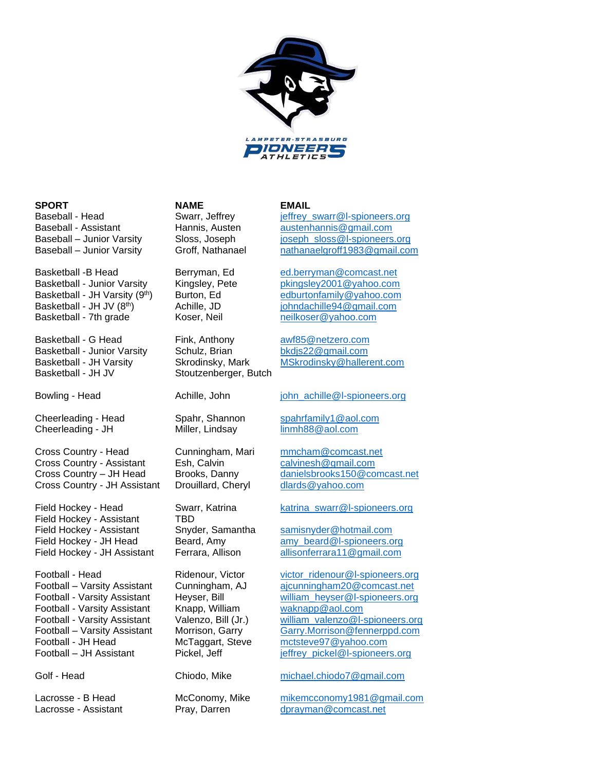LAMPETER-STRASBURG
PIONEERS
ATHLETICS

| SPORT | NAME | EMAIL |
| --- | --- | --- |
| Baseball - Head | Swarr, Jeffrey | jeffrey_swarr@l-spioneers.org |
| Baseball - Assistant | Hannis, Austen | austenhannis@gmail.com |
| Baseball – Junior Varsity | Sloss, Joseph | joseph_sloss@l-spioneers.org |
| Baseball – Junior Varsity | Groff, Nathanael | nathanaelgroff1983@gmail.com |
| | | |
| Basketball -B Head | Berryman, Ed | ed.berryman@comcast.net |
| Basketball - Junior Varsity | Kingsley, Pete | pkingsley2001@yahoo.com |
| Basketball - JH Varsity (9th) | Burton, Ed | edburtonfamily@yahoo.com |
| Basketball - JH JV (8th) | Achille, JD | johndachille94@gmail.com |
| Basketball - 7th grade | Koser, Neil | neilkoser@yahoo.com |
| | | |
| Basketball - G Head | Fink, Anthony | awf85@netzero.com |
| Basketball - Junior Varsity | Schulz, Brian | bkdjs22@gmail.com |
| Basketball - JH Varsity | Skrodinsky, Mark | MSkrodinsky@hallerent.com |
| Basketball - JH JV | Stoutzenberger, Butch | |
| | | |
| Bowling - Head | Achille, John | john_achille@l-spioneers.org |
| | | |
| Cheerleading - Head | Spahr, Shannon | spahrfamily1@aol.com |
| Cheerleading - JH | Miller, Lindsay | linmh88@aol.com |
| | | |
| Cross Country - Head | Cunningham, Mari | mmcham@comcast.net |
| Cross Country - Assistant | Esh, Calvin | calvinesh@gmail.com |
| Cross Country – JH Head | Brooks, Danny | danielsbrooks150@comcast.net |
| Cross Country - JH Assistant | Drouillard, Cheryl | dlards@yahoo.com |
| | | |
| Field Hockey - Head | Swarr, Katrina | katrina_swarr@l-spioneers.org |
| Field Hockey - Assistant | TBD | |
| Field Hockey - Assistant | Snyder, Samantha | samisnyder@hotmail.com |
| Field Hockey - JH Head | Beard, Amy | amy_beard@l-spioneers.org |
| Field Hockey - JH Assistant | Ferrara, Allison | allisonferrara11@gmail.com |
| | | |
| Football - Head | Ridenour, Victor | victor_ridenour@l-spioneers.org |
| Football – Varsity Assistant | Cunningham, AJ | ajcunningham20@comcast.net |
| Football - Varsity Assistant | Heyser, Bill | william_heyser@l-spioneers.org |
| Football - Varsity Assistant | Knapp, William | waknapp@aol.com |
| Football - Varsity Assistant | Valenzo, Bill (Jr.) | william_valenzo@l-spioneers.org |
| Football – Varsity Assistant | Morrison, Garry | Garry.Morrison@fennerppd.com |
| Football - JH Head | McTaggart, Steve | mctsteve97@yahoo.com |
| Football – JH Assistant | Pickel, Jeff | jeffrey_pickel@l-spioneers.org |
| | | |
| Golf - Head | Chiodo, Mike | michael.chiodo7@gmail.com |
| | | |
| Lacrosse - B Head | McConomy, Mike | mikemcconomy1981@gmail.com |
| Lacrosse - Assistant | Pray, Darren | dprayman@comcast.net |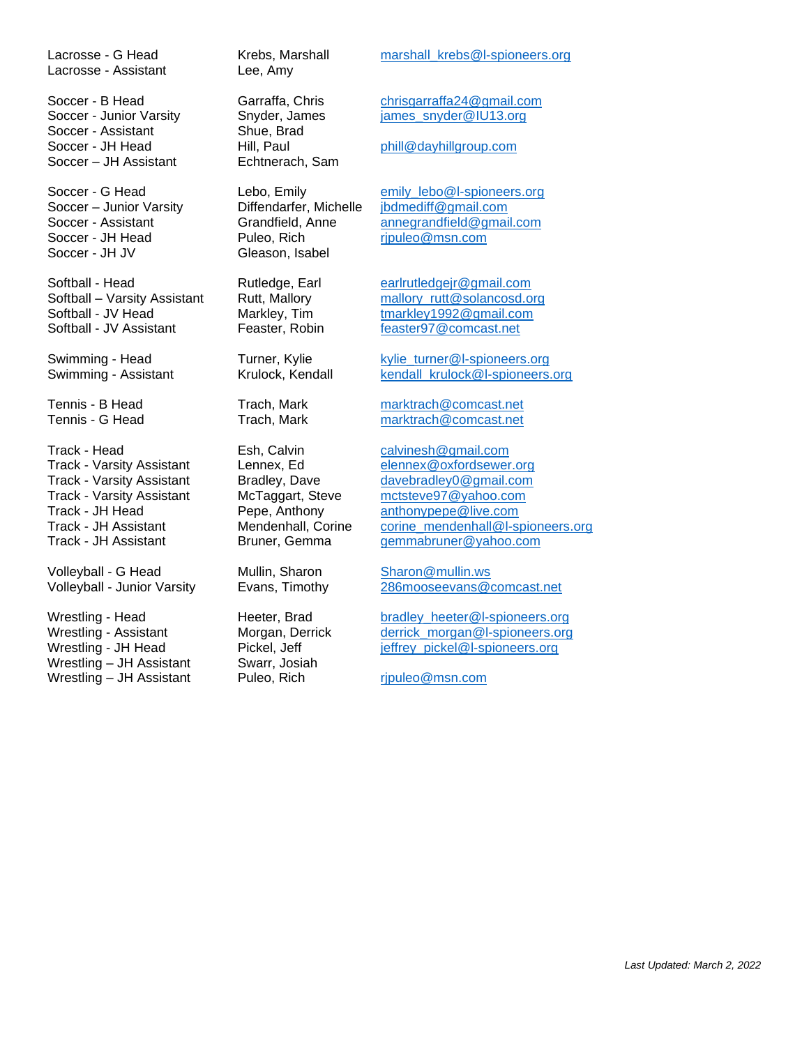| | | |
|---|---|---|
| Lacrosse - G Head | Krebs, Marshall | marshall_krebs@l-spioneers.org |
| Lacrosse - Assistant | Lee, Amy | |
| | | |
| Soccer - B Head | Garraffa, Chris | chrisgarraffa24@gmail.com |
| Soccer - Junior Varsity | Snyder, James | james_snyder@IU13.org |
| Soccer - Assistant | Shue, Brad | |
| Soccer - JH Head | Hill, Paul | phill@dayhillgroup.com |
| Soccer – JH Assistant | Echtnerach, Sam | |
| | | |
| Soccer - G Head | Lebo, Emily | emily_lebo@l-spioneers.org |
| Soccer – Junior Varsity | Diffendarfer, Michelle | jbdmediff@gmail.com |
| Soccer - Assistant | Grandfield, Anne | annegrandfield@gmail.com |
| Soccer - JH Head | Puleo, Rich | rjpuleo@msn.com |
| Soccer - JH JV | Gleason, Isabel | |
| | | |
| Softball - Head | Rutledge, Earl | earlrutledgejr@gmail.com |
| Softball – Varsity Assistant | Rutt, Mallory | mallory_rutt@solancosd.org |
| Softball - JV Head | Markley, Tim | tmarkley1992@gmail.com |
| Softball - JV Assistant | Feaster, Robin | feaster97@comcast.net |
| | | |
| Swimming - Head | Turner, Kylie | kylie_turner@l-spioneers.org |
| Swimming - Assistant | Krulock, Kendall | kendall_krulock@l-spioneers.org |
| | | |
| Tennis - B Head | Trach, Mark | marktrach@comcast.net |
| Tennis - G Head | Trach, Mark | marktrach@comcast.net |
| | | |
| Track - Head | Esh, Calvin | calvinesh@gmail.com |
| Track - Varsity Assistant | Lennex, Ed | elennex@oxfordsewer.org |
| Track - Varsity Assistant | Bradley, Dave | davebradley0@gmail.com |
| Track - Varsity Assistant | McTaggart, Steve | mctsteve97@yahoo.com |
| Track - JH Head | Pepe, Anthony | anthonypepe@live.com |
| Track - JH Assistant | Mendenhall, Corine | corine_mendenhall@l-spioneers.org |
| Track - JH Assistant | Bruner, Gemma | gemmabruner@yahoo.com |
| | | |
| Volleyball - G Head | Mullin, Sharon | Sharon@mullin.ws |
| Volleyball - Junior Varsity | Evans, Timothy | 286mooseevans@comcast.net |
| | | |
| Wrestling - Head | Heeter, Brad | bradley_heeter@l-spioneers.org |
| Wrestling - Assistant | Morgan, Derrick | derrick_morgan@l-spioneers.org |
| Wrestling - JH Head | Pickel, Jeff | jeffrey_pickel@l-spioneers.org |
| Wrestling – JH Assistant | Swarr, Josiah | |
| Wrestling – JH Assistant | Puleo, Rich | rjpuleo@msn.com |

*Last Updated: March 2, 2022*